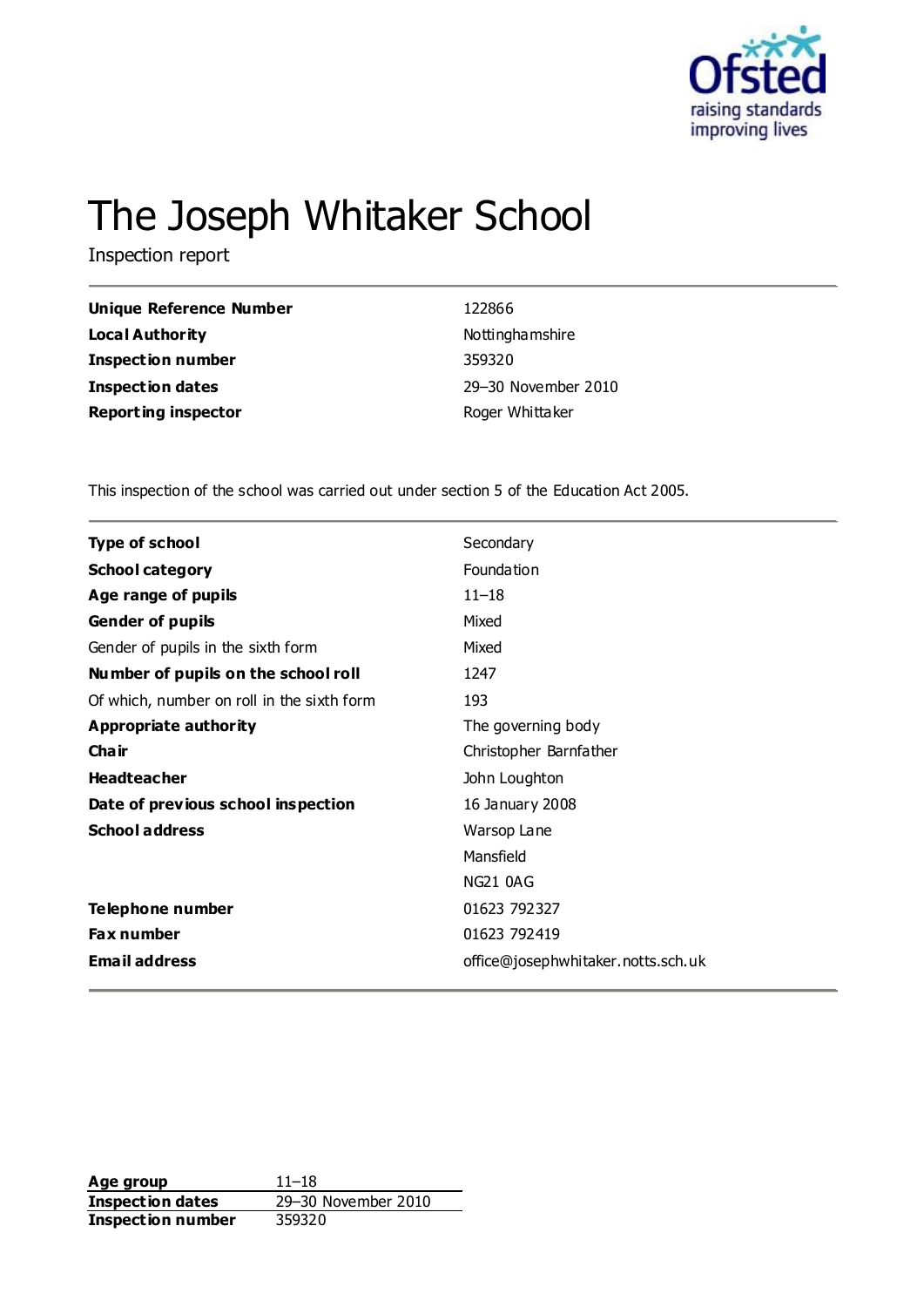# The Joseph Whitaker School

Inspection report

| | |
|---|---|
| **Unique Reference Number** | 122866 |
| **Local Authority** | Nottinghamshire |
| **Inspection number** | 359320 |
| **Inspection dates** | 29–30 November 2010 |
| **Reporting inspector** | Roger Whittaker |

This inspection of the school was carried out under section 5 of the Education Act 2005.

| | |
|---|---|
| **Type of school** | Secondary |
| **School category** | Foundation |
| **Age range of pupils** | 11–18 |
| **Gender of pupils** | Mixed |
| Gender of pupils in the sixth form | Mixed |
| **Number of pupils on the school roll** | 1247 |
| Of which, number on roll in the sixth form | 193 |
| **Appropriate authority** | The governing body |
| **Chair** | Christopher Barnfather |
| **Headteacher** | John Loughton |
| **Date of previous school inspection** | 16 January 2008 |
| **School address** | Warsop Lane<br>Mansfield<br>NG21 0AG |
| **Telephone number** | 01623 792327 |
| **Fax number** | 01623 792419 |
| **Email address** | office@josephwhitaker.notts.sch.uk |

| | |
|---|---|
| **Age group** | 11–18 |
| **Inspection dates** | 29–30 November 2010 |
| **Inspection number** | 359320 |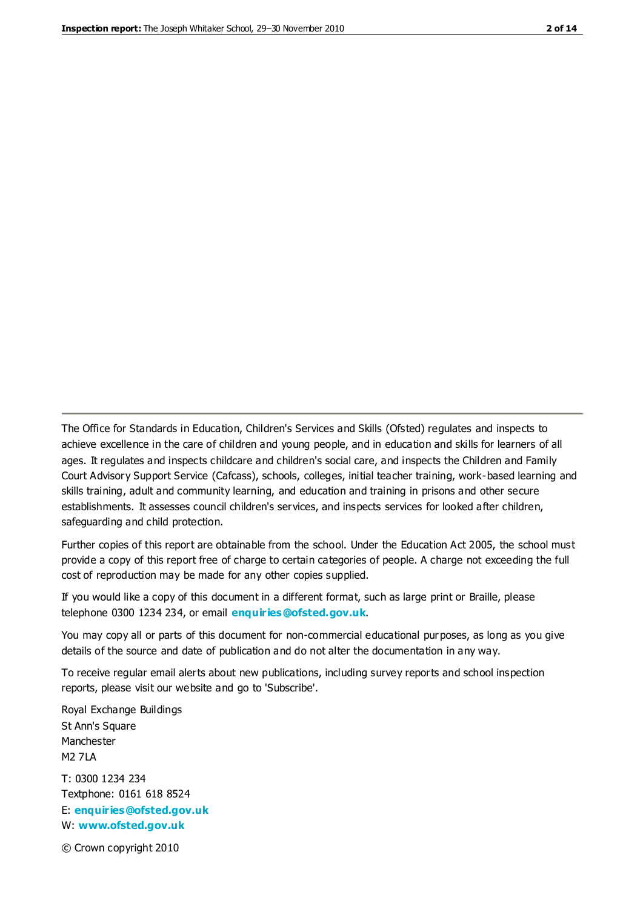The Office for Standards in Education, Children's Services and Skills (Ofsted) regulates and inspects to achieve excellence in the care of children and young people, and in education and skills for learners of all ages. It regulates and inspects childcare and children's social care, and inspects the Children and Family Court Advisory Support Service (Cafcass), schools, colleges, initial teacher training, work-based learning and skills training, adult and community learning, and education and training in prisons and other secure establishments. It assesses council children's services, and inspects services for looked after children, safeguarding and child protection.

Further copies of this report are obtainable from the school. Under the Education Act 2005, the school must provide a copy of this report free of charge to certain categories of people. A charge not exceeding the full cost of reproduction may be made for any other copies supplied.

If you would like a copy of this document in a different format, such as large print or Braille, please telephone 0300 1234 234, or email **enquiries@ofsted.gov.uk**.

You may copy all or parts of this document for non-commercial educational purposes, as long as you give details of the source and date of publication and do not alter the documentation in any way.

To receive regular email alerts about new publications, including survey reports and school inspection reports, please visit our website and go to 'Subscribe'.

Royal Exchange Buildings
St Ann's Square
Manchester
M2 7LA

T: 0300 1234 234
Textphone: 0161 618 8524
E: **enquiries@ofsted.gov.uk**
W: **www.ofsted.gov.uk**

© Crown copyright 2010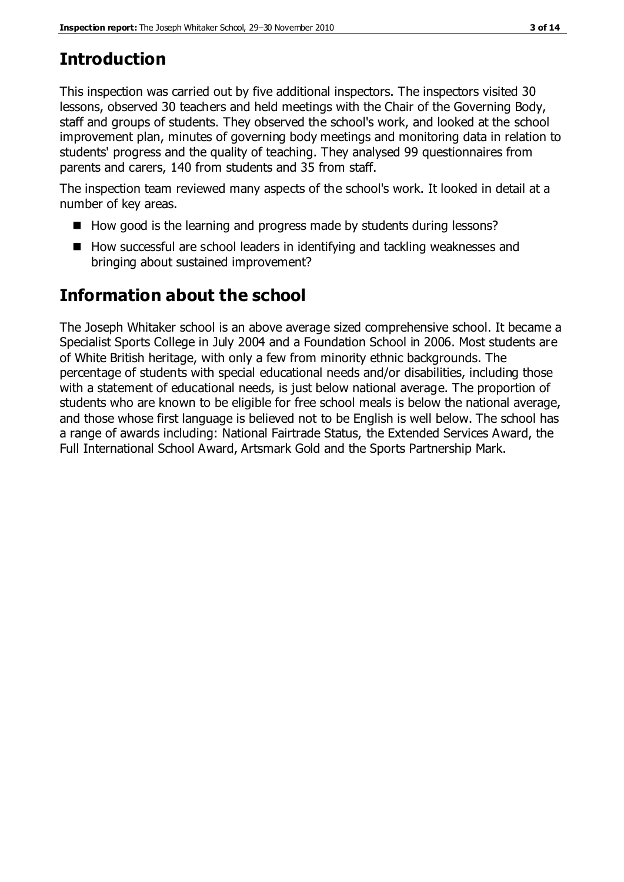## Introduction

This inspection was carried out by five additional inspectors. The inspectors visited 30 lessons, observed 30 teachers and held meetings with the Chair of the Governing Body, staff and groups of students. They observed the school's work, and looked at the school improvement plan, minutes of governing body meetings and monitoring data in relation to students' progress and the quality of teaching. They analysed 99 questionnaires from parents and carers, 140 from students and 35 from staff.

The inspection team reviewed many aspects of the school's work. It looked in detail at a number of key areas.

- How good is the learning and progress made by students during lessons?
- How successful are school leaders in identifying and tackling weaknesses and bringing about sustained improvement?

## Information about the school

The Joseph Whitaker school is an above average sized comprehensive school. It became a Specialist Sports College in July 2004 and a Foundation School in 2006. Most students are of White British heritage, with only a few from minority ethnic backgrounds. The percentage of students with special educational needs and/or disabilities, including those with a statement of educational needs, is just below national average. The proportion of students who are known to be eligible for free school meals is below the national average, and those whose first language is believed not to be English is well below. The school has a range of awards including: National Fairtrade Status, the Extended Services Award, the Full International School Award, Artsmark Gold and the Sports Partnership Mark.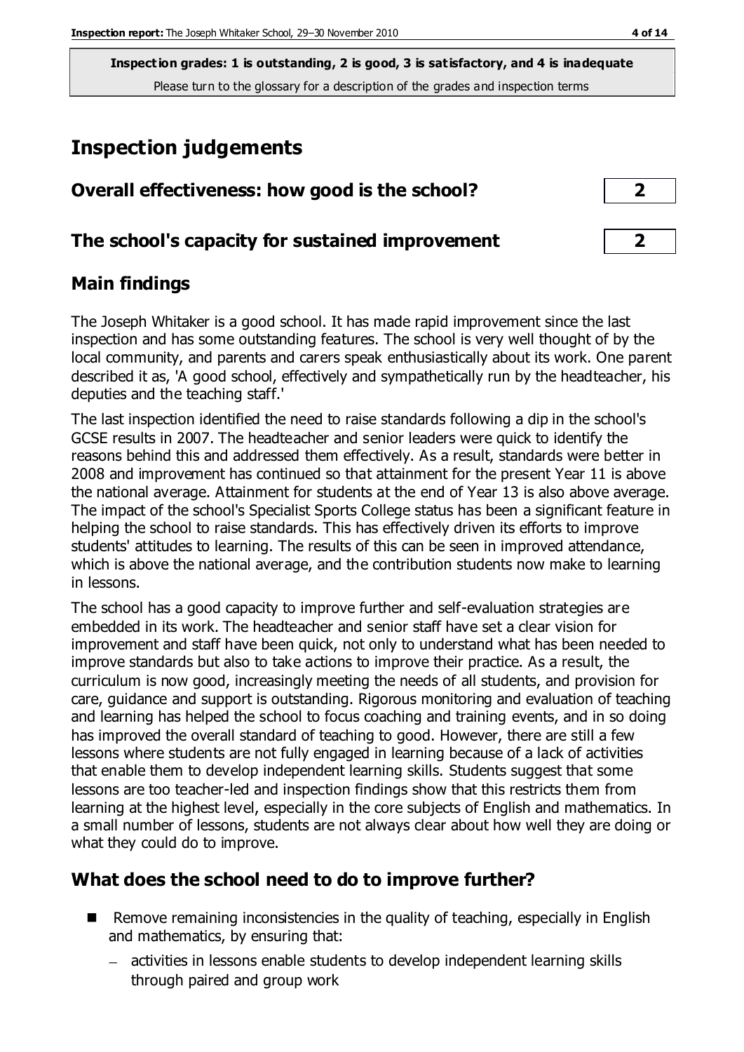**Inspection grades: 1 is outstanding, 2 is good, 3 is satisfactory, and 4 is inadequate**
Please turn to the glossary for a description of the grades and inspection terms

# Inspection judgements

## Overall effectiveness: how good is the school? 2

## The school's capacity for sustained improvement 2

## Main findings

The Joseph Whitaker is a good school. It has made rapid improvement since the last inspection and has some outstanding features. The school is very well thought of by the local community, and parents and carers speak enthusiastically about its work. One parent described it as, 'A good school, effectively and sympathetically run by the headteacher, his deputies and the teaching staff.'

The last inspection identified the need to raise standards following a dip in the school's GCSE results in 2007. The headteacher and senior leaders were quick to identify the reasons behind this and addressed them effectively. As a result, standards were better in 2008 and improvement has continued so that attainment for the present Year 11 is above the national average. Attainment for students at the end of Year 13 is also above average. The impact of the school's Specialist Sports College status has been a significant feature in helping the school to raise standards. This has effectively driven its efforts to improve students' attitudes to learning. The results of this can be seen in improved attendance, which is above the national average, and the contribution students now make to learning in lessons.

The school has a good capacity to improve further and self-evaluation strategies are embedded in its work. The headteacher and senior staff have set a clear vision for improvement and staff have been quick, not only to understand what has been needed to improve standards but also to take actions to improve their practice. As a result, the curriculum is now good, increasingly meeting the needs of all students, and provision for care, guidance and support is outstanding. Rigorous monitoring and evaluation of teaching and learning has helped the school to focus coaching and training events, and in so doing has improved the overall standard of teaching to good. However, there are still a few lessons where students are not fully engaged in learning because of a lack of activities that enable them to develop independent learning skills. Students suggest that some lessons are too teacher-led and inspection findings show that this restricts them from learning at the highest level, especially in the core subjects of English and mathematics. In a small number of lessons, students are not always clear about how well they are doing or what they could do to improve.

## What does the school need to do to improve further?

- Remove remaining inconsistencies in the quality of teaching, especially in English and mathematics, by ensuring that:
  - activities in lessons enable students to develop independent learning skills through paired and group work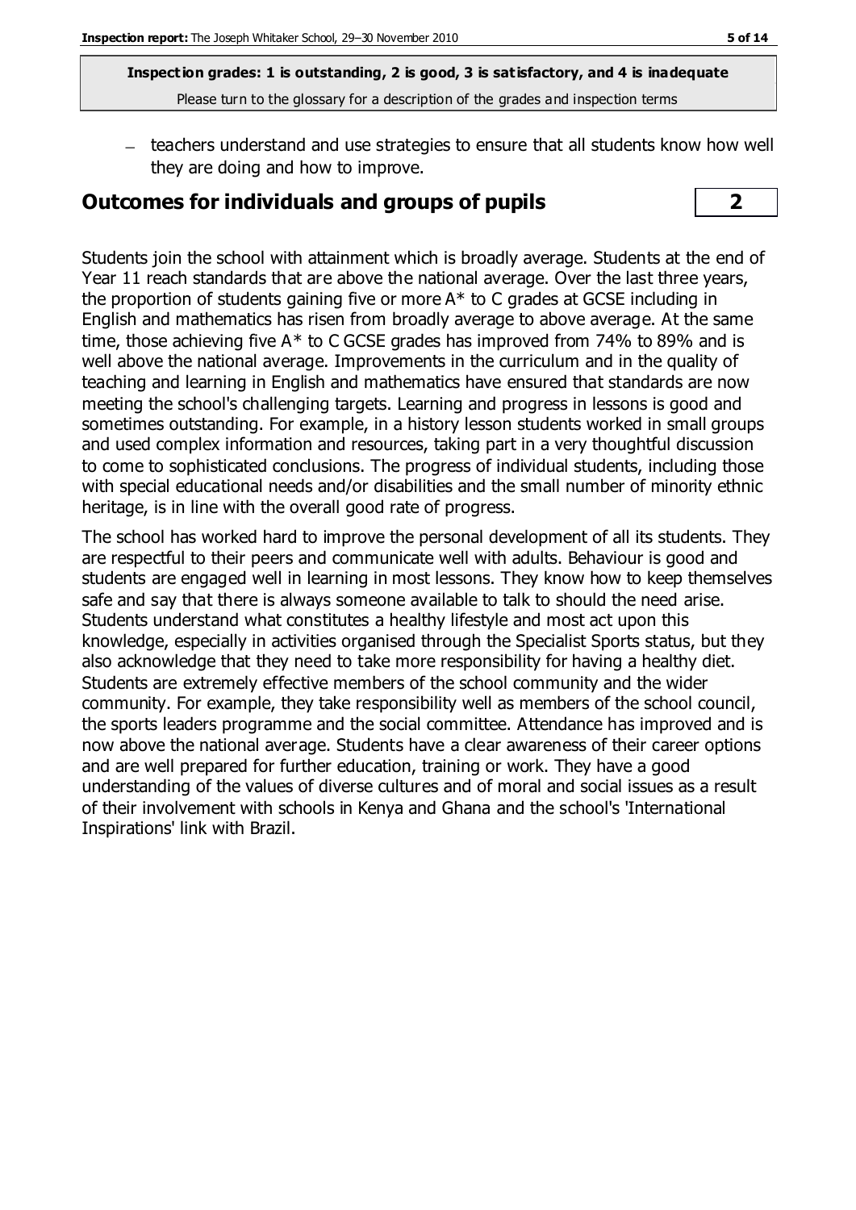- teachers understand and use strategies to ensure that all students know how well they are doing and how to improve.

## Outcomes for individuals and groups of pupils **2**

Students join the school with attainment which is broadly average. Students at the end of Year 11 reach standards that are above the national average. Over the last three years, the proportion of students gaining five or more A* to C grades at GCSE including in English and mathematics has risen from broadly average to above average. At the same time, those achieving five A* to C GCSE grades has improved from 74% to 89% and is well above the national average. Improvements in the curriculum and in the quality of teaching and learning in English and mathematics have ensured that standards are now meeting the school's challenging targets. Learning and progress in lessons is good and sometimes outstanding. For example, in a history lesson students worked in small groups and used complex information and resources, taking part in a very thoughtful discussion to come to sophisticated conclusions. The progress of individual students, including those with special educational needs and/or disabilities and the small number of minority ethnic heritage, is in line with the overall good rate of progress.

The school has worked hard to improve the personal development of all its students. They are respectful to their peers and communicate well with adults. Behaviour is good and students are engaged well in learning in most lessons. They know how to keep themselves safe and say that there is always someone available to talk to should the need arise. Students understand what constitutes a healthy lifestyle and most act upon this knowledge, especially in activities organised through the Specialist Sports status, but they also acknowledge that they need to take more responsibility for having a healthy diet. Students are extremely effective members of the school community and the wider community. For example, they take responsibility well as members of the school council, the sports leaders programme and the social committee. Attendance has improved and is now above the national average. Students have a clear awareness of their career options and are well prepared for further education, training or work. They have a good understanding of the values of diverse cultures and of moral and social issues as a result of their involvement with schools in Kenya and Ghana and the school's 'International Inspirations' link with Brazil.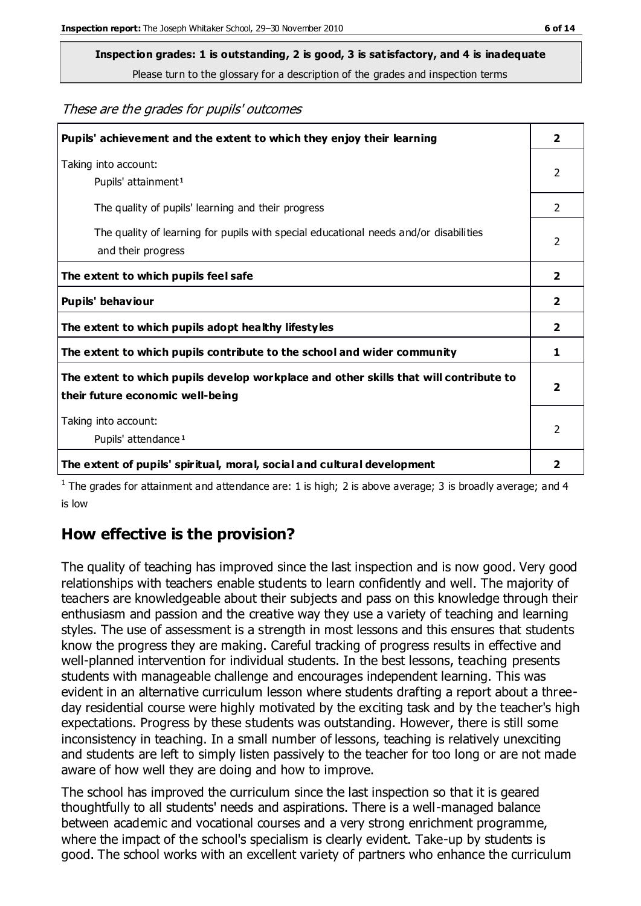**Inspection grades: 1 is outstanding, 2 is good, 3 is satisfactory, and 4 is inadequate**
Please turn to the glossary for a description of the grades and inspection terms

*These are the grades for pupils' outcomes*

| | |
|---|---|
| **Pupils' achievement and the extent to which they enjoy their learning** | **2** |
| Taking into account: Pupils' attainment [1] | 2 |
| The quality of pupils' learning and their progress | 2 |
| The quality of learning for pupils with special educational needs and/or disabilities and their progress | 2 |
| **The extent to which pupils feel safe** | **2** |
| **Pupils' behaviour** | **2** |
| **The extent to which pupils adopt healthy lifestyles** | **2** |
| **The extent to which pupils contribute to the school and wider community** | **1** |
| **The extent to which pupils develop workplace and other skills that will contribute to their future economic well-being** | **2** |
| Taking into account: Pupils' attendance [1] | 2 |
| **The extent of pupils' spiritual, moral, social and cultural development** | **2** |

[1] The grades for attainment and attendance are: 1 is high; 2 is above average; 3 is broadly average; and 4 is low

## How effective is the provision?

The quality of teaching has improved since the last inspection and is now good. Very good relationships with teachers enable students to learn confidently and well. The majority of teachers are knowledgeable about their subjects and pass on this knowledge through their enthusiasm and passion and the creative way they use a variety of teaching and learning styles. The use of assessment is a strength in most lessons and this ensures that students know the progress they are making. Careful tracking of progress results in effective and well-planned intervention for individual students. In the best lessons, teaching presents students with manageable challenge and encourages independent learning. This was evident in an alternative curriculum lesson where students drafting a report about a three-day residential course were highly motivated by the exciting task and by the teacher's high expectations. Progress by these students was outstanding. However, there is still some inconsistency in teaching. In a small number of lessons, teaching is relatively unexciting and students are left to simply listen passively to the teacher for too long or are not made aware of how well they are doing and how to improve.

The school has improved the curriculum since the last inspection so that it is geared thoughtfully to all students' needs and aspirations. There is a well-managed balance between academic and vocational courses and a very strong enrichment programme, where the impact of the school's specialism is clearly evident. Take-up by students is good. The school works with an excellent variety of partners who enhance the curriculum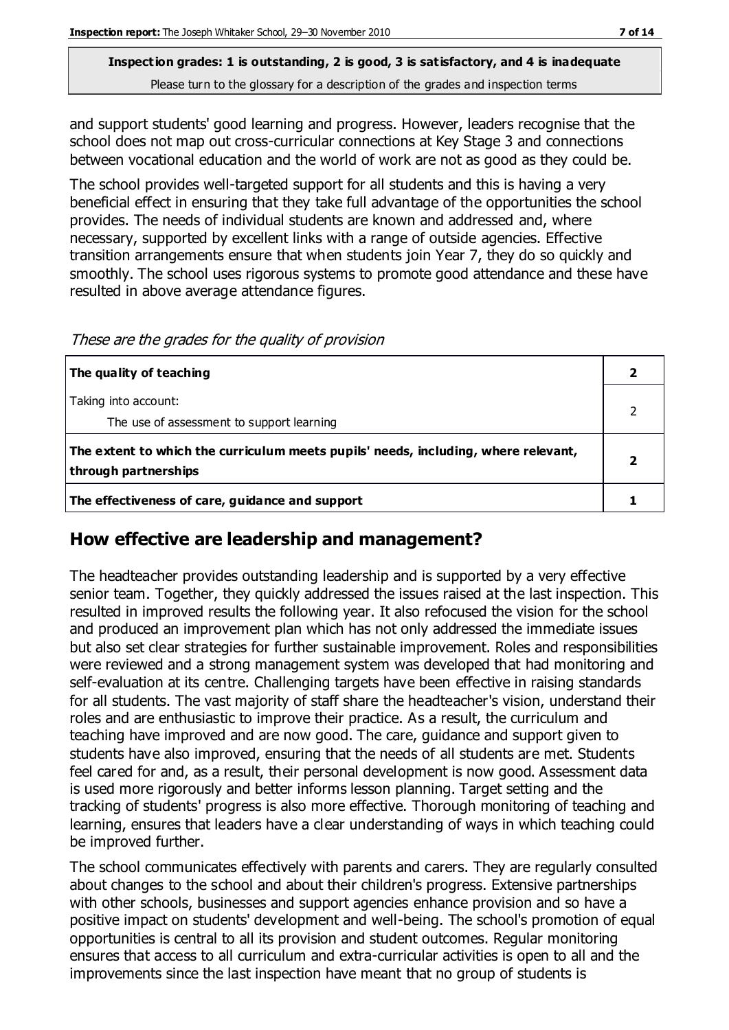and support students' good learning and progress. However, leaders recognise that the school does not map out cross-curricular connections at Key Stage 3 and connections between vocational education and the world of work are not as good as they could be.

The school provides well-targeted support for all students and this is having a very beneficial effect in ensuring that they take full advantage of the opportunities the school provides. The needs of individual students are known and addressed and, where necessary, supported by excellent links with a range of outside agencies. Effective transition arrangements ensure that when students join Year 7, they do so quickly and smoothly. The school uses rigorous systems to promote good attendance and these have resulted in above average attendance figures.

*These are the grades for the quality of provision*

| | |
|---|---|
| **The quality of teaching** | **2** |
| Taking into account:<br>The use of assessment to support learning | 2 |
| **The extent to which the curriculum meets pupils' needs, including, where relevant, through partnerships** | **2** |
| **The effectiveness of care, guidance and support** | **1** |

## How effective are leadership and management?

The headteacher provides outstanding leadership and is supported by a very effective senior team. Together, they quickly addressed the issues raised at the last inspection. This resulted in improved results the following year. It also refocused the vision for the school and produced an improvement plan which has not only addressed the immediate issues but also set clear strategies for further sustainable improvement. Roles and responsibilities were reviewed and a strong management system was developed that had monitoring and self-evaluation at its centre. Challenging targets have been effective in raising standards for all students. The vast majority of staff share the headteacher's vision, understand their roles and are enthusiastic to improve their practice. As a result, the curriculum and teaching have improved and are now good. The care, guidance and support given to students have also improved, ensuring that the needs of all students are met. Students feel cared for and, as a result, their personal development is now good. Assessment data is used more rigorously and better informs lesson planning. Target setting and the tracking of students' progress is also more effective. Thorough monitoring of teaching and learning, ensures that leaders have a clear understanding of ways in which teaching could be improved further.

The school communicates effectively with parents and carers. They are regularly consulted about changes to the school and about their children's progress. Extensive partnerships with other schools, businesses and support agencies enhance provision and so have a positive impact on students' development and well-being. The school's promotion of equal opportunities is central to all its provision and student outcomes. Regular monitoring ensures that access to all curriculum and extra-curricular activities is open to all and the improvements since the last inspection have meant that no group of students is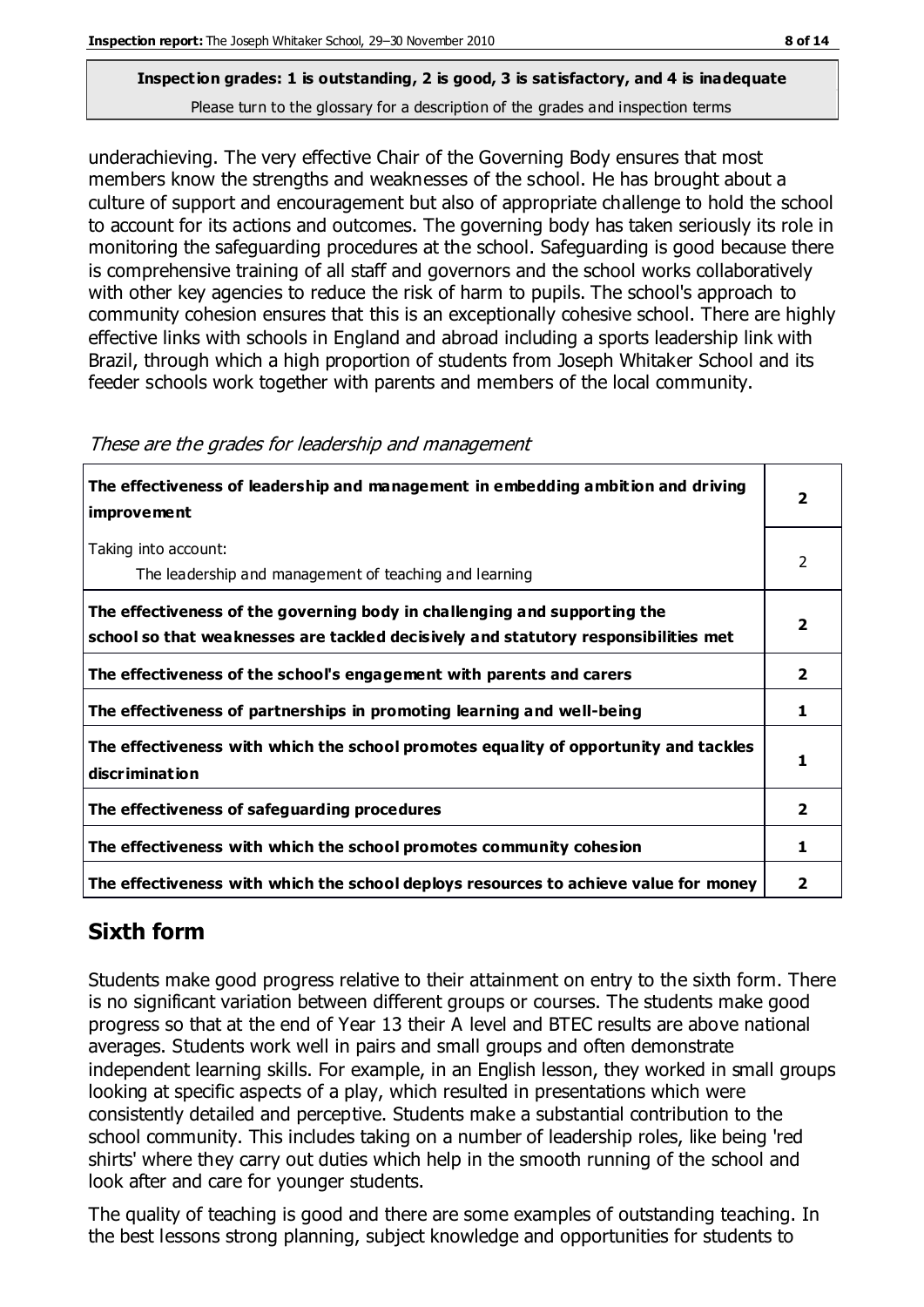underachieving. The very effective Chair of the Governing Body ensures that most members know the strengths and weaknesses of the school. He has brought about a culture of support and encouragement but also of appropriate challenge to hold the school to account for its actions and outcomes. The governing body has taken seriously its role in monitoring the safeguarding procedures at the school. Safeguarding is good because there is comprehensive training of all staff and governors and the school works collaboratively with other key agencies to reduce the risk of harm to pupils. The school's approach to community cohesion ensures that this is an exceptionally cohesive school. There are highly effective links with schools in England and abroad including a sports leadership link with Brazil, through which a high proportion of students from Joseph Whitaker School and its feeder schools work together with parents and members of the local community.

*These are the grades for leadership and management*

| | |
|---|---|
| **The effectiveness of leadership and management in embedding ambition and driving improvement** | **2** |
| Taking into account:<br>The leadership and management of teaching and learning | 2 |
| **The effectiveness of the governing body in challenging and supporting the school so that weaknesses are tackled decisively and statutory responsibilities met** | **2** |
| **The effectiveness of the school's engagement with parents and carers** | **2** |
| **The effectiveness of partnerships in promoting learning and well-being** | **1** |
| **The effectiveness with which the school promotes equality of opportunity and tackles discrimination** | **1** |
| **The effectiveness of safeguarding procedures** | **2** |
| **The effectiveness with which the school promotes community cohesion** | **1** |
| **The effectiveness with which the school deploys resources to achieve value for money** | **2** |

## Sixth form

Students make good progress relative to their attainment on entry to the sixth form. There is no significant variation between different groups or courses. The students make good progress so that at the end of Year 13 their A level and BTEC results are above national averages. Students work well in pairs and small groups and often demonstrate independent learning skills. For example, in an English lesson, they worked in small groups looking at specific aspects of a play, which resulted in presentations which were consistently detailed and perceptive. Students make a substantial contribution to the school community. This includes taking on a number of leadership roles, like being 'red shirts' where they carry out duties which help in the smooth running of the school and look after and care for younger students.

The quality of teaching is good and there are some examples of outstanding teaching. In the best lessons strong planning, subject knowledge and opportunities for students to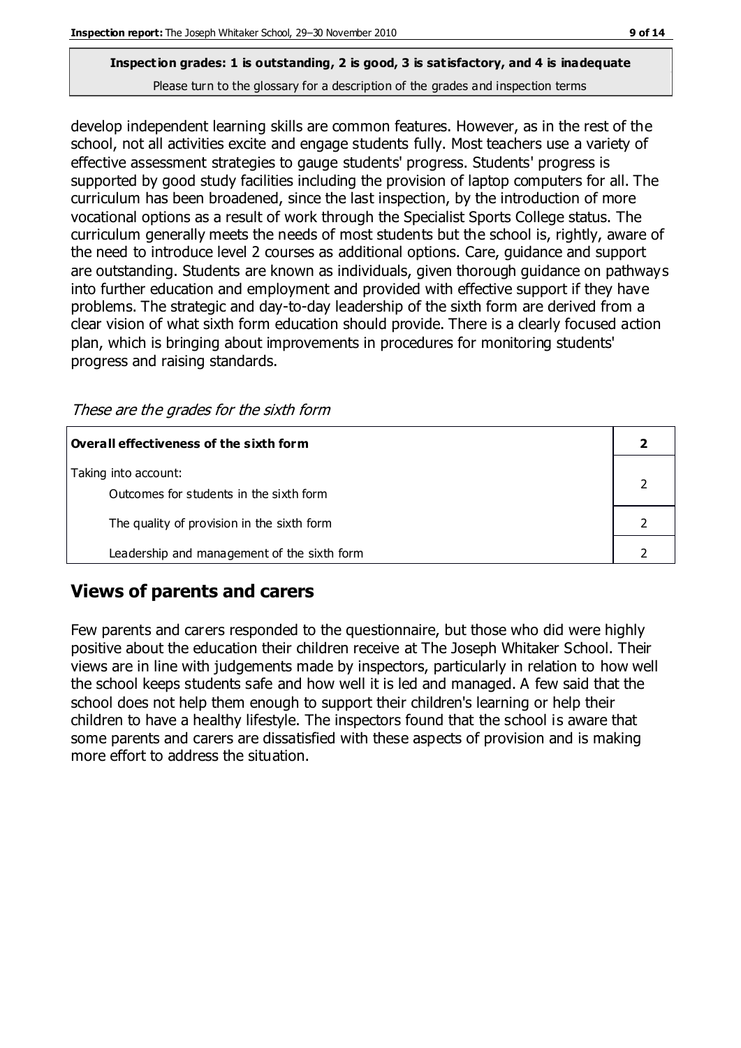**Inspection grades: 1 is outstanding, 2 is good, 3 is satisfactory, and 4 is inadequate**
Please turn to the glossary for a description of the grades and inspection terms

develop independent learning skills are common features. However, as in the rest of the school, not all activities excite and engage students fully. Most teachers use a variety of effective assessment strategies to gauge students' progress. Students' progress is supported by good study facilities including the provision of laptop computers for all. The curriculum has been broadened, since the last inspection, by the introduction of more vocational options as a result of work through the Specialist Sports College status. The curriculum generally meets the needs of most students but the school is, rightly, aware of the need to introduce level 2 courses as additional options. Care, guidance and support are outstanding. Students are known as individuals, given thorough guidance on pathways into further education and employment and provided with effective support if they have problems. The strategic and day-to-day leadership of the sixth form are derived from a clear vision of what sixth form education should provide. There is a clearly focused action plan, which is bringing about improvements in procedures for monitoring students' progress and raising standards.

*These are the grades for the sixth form*

| **Overall effectiveness of the sixth form** | **2** |
|---|---|
| Taking into account:<br>Outcomes for students in the sixth form | 2 |
| The quality of provision in the sixth form | 2 |
| Leadership and management of the sixth form | 2 |

## Views of parents and carers

Few parents and carers responded to the questionnaire, but those who did were highly positive about the education their children receive at The Joseph Whitaker School. Their views are in line with judgements made by inspectors, particularly in relation to how well the school keeps students safe and how well it is led and managed. A few said that the school does not help them enough to support their children's learning or help their children to have a healthy lifestyle. The inspectors found that the school is aware that some parents and carers are dissatisfied with these aspects of provision and is making more effort to address the situation.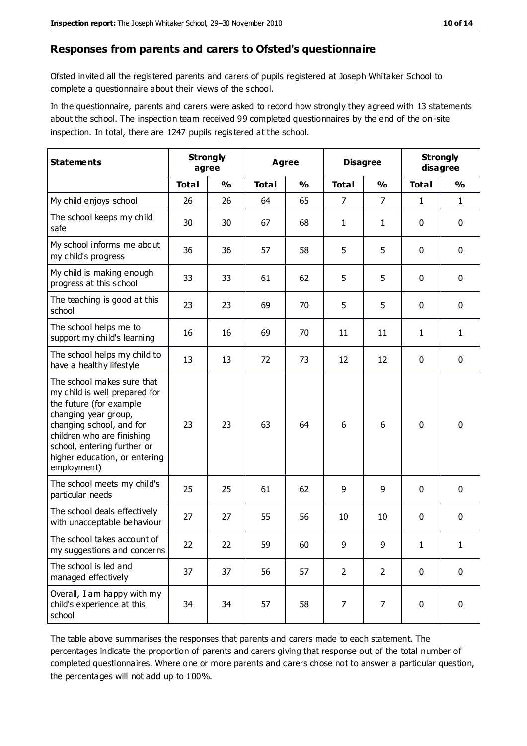## Responses from parents and carers to Ofsted's questionnaire

Ofsted invited all the registered parents and carers of pupils registered at Joseph Whitaker School to complete a questionnaire about their views of the school.

In the questionnaire, parents and carers were asked to record how strongly they agreed with 13 statements about the school. The inspection team received 99 completed questionnaires by the end of the on-site inspection. In total, there are 1247 pupils registered at the school.

| Statements | Strongly agree | | Agree | | Disagree | | Strongly disagree | |
|---|---|---|---|---|---|---|---|---|
| | Total | % | Total | % | Total | % | Total | % |
| My child enjoys school | 26 | 26 | 64 | 65 | 7 | 7 | 1 | 1 |
| The school keeps my child safe | 30 | 30 | 67 | 68 | 1 | 1 | 0 | 0 |
| My school informs me about my child's progress | 36 | 36 | 57 | 58 | 5 | 5 | 0 | 0 |
| My child is making enough progress at this school | 33 | 33 | 61 | 62 | 5 | 5 | 0 | 0 |
| The teaching is good at this school | 23 | 23 | 69 | 70 | 5 | 5 | 0 | 0 |
| The school helps me to support my child's learning | 16 | 16 | 69 | 70 | 11 | 11 | 1 | 1 |
| The school helps my child to have a healthy lifestyle | 13 | 13 | 72 | 73 | 12 | 12 | 0 | 0 |
| The school makes sure that my child is well prepared for the future (for example changing year group, changing school, and for children who are finishing school, entering further or higher education, or entering employment) | 23 | 23 | 63 | 64 | 6 | 6 | 0 | 0 |
| The school meets my child's particular needs | 25 | 25 | 61 | 62 | 9 | 9 | 0 | 0 |
| The school deals effectively with unacceptable behaviour | 27 | 27 | 55 | 56 | 10 | 10 | 0 | 0 |
| The school takes account of my suggestions and concerns | 22 | 22 | 59 | 60 | 9 | 9 | 1 | 1 |
| The school is led and managed effectively | 37 | 37 | 56 | 57 | 2 | 2 | 0 | 0 |
| Overall, I am happy with my child's experience at this school | 34 | 34 | 57 | 58 | 7 | 7 | 0 | 0 |

The table above summarises the responses that parents and carers made to each statement. The percentages indicate the proportion of parents and carers giving that response out of the total number of completed questionnaires. Where one or more parents and carers chose not to answer a particular question, the percentages will not add up to 100%.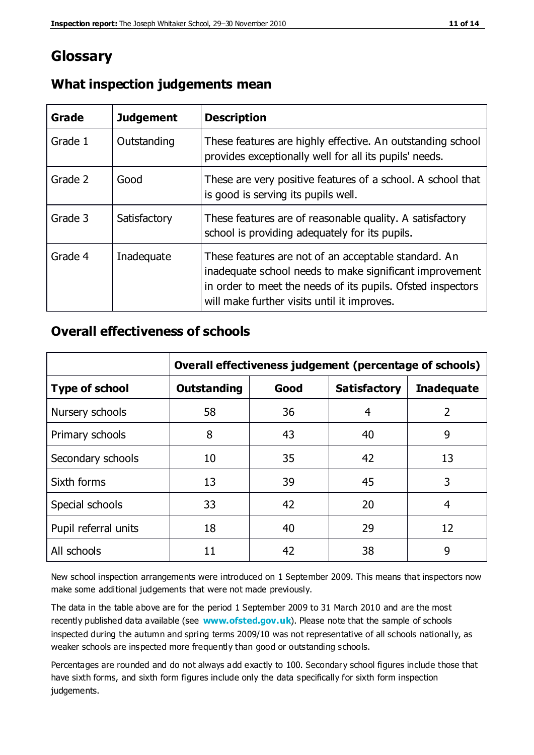# Glossary

## What inspection judgements mean

| Grade | Judgement | Description |
|---|---|---|
| Grade 1 | Outstanding | These features are highly effective. An outstanding school provides exceptionally well for all its pupils' needs. |
| Grade 2 | Good | These are very positive features of a school. A school that is good is serving its pupils well. |
| Grade 3 | Satisfactory | These features are of reasonable quality. A satisfactory school is providing adequately for its pupils. |
| Grade 4 | Inadequate | These features are not of an acceptable standard. An inadequate school needs to make significant improvement in order to meet the needs of its pupils. Ofsted inspectors will make further visits until it improves. |

## Overall effectiveness of schools

| | Overall effectiveness judgement (percentage of schools) | | | |
|---|---|---|---|---|
| **Type of school** | **Outstanding** | **Good** | **Satisfactory** | **Inadequate** |
| Nursery schools | 58 | 36 | 4 | 2 |
| Primary schools | 8 | 43 | 40 | 9 |
| Secondary schools | 10 | 35 | 42 | 13 |
| Sixth forms | 13 | 39 | 45 | 3 |
| Special schools | 33 | 42 | 20 | 4 |
| Pupil referral units | 18 | 40 | 29 | 12 |
| All schools | 11 | 42 | 38 | 9 |

New school inspection arrangements were introduced on 1 September 2009. This means that inspectors now make some additional judgements that were not made previously.

The data in the table above are for the period 1 September 2009 to 31 March 2010 and are the most recently published data available (see **www.ofsted.gov.uk**). Please note that the sample of schools inspected during the autumn and spring terms 2009/10 was not representative of all schools nationally, as weaker schools are inspected more frequently than good or outstanding schools.

Percentages are rounded and do not always add exactly to 100. Secondary school figures include those that have sixth forms, and sixth form figures include only the data specifically for sixth form inspection judgements.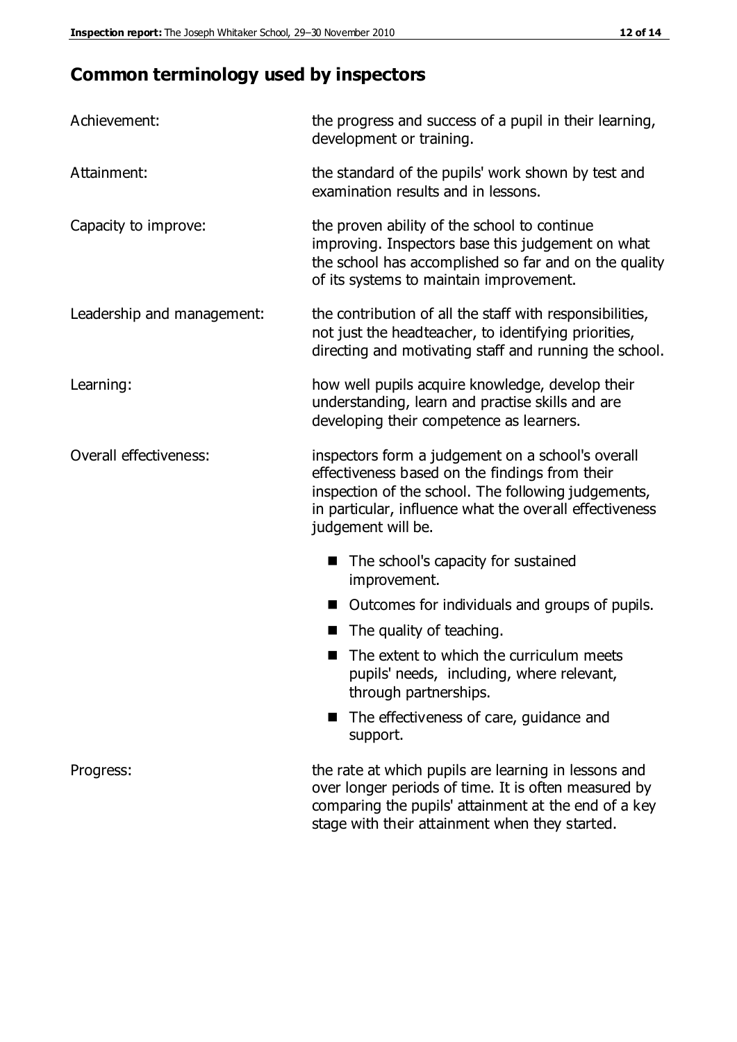## Common terminology used by inspectors

**Achievement:** the progress and success of a pupil in their learning, development or training.

**Attainment:** the standard of the pupils' work shown by test and examination results and in lessons.

**Capacity to improve:** the proven ability of the school to continue improving. Inspectors base this judgement on what the school has accomplished so far and on the quality of its systems to maintain improvement.

**Leadership and management:** the contribution of all the staff with responsibilities, not just the headteacher, to identifying priorities, directing and motivating staff and running the school.

**Learning:** how well pupils acquire knowledge, develop their understanding, learn and practise skills and are developing their competence as learners.

**Overall effectiveness:** inspectors form a judgement on a school's overall effectiveness based on the findings from their inspection of the school. The following judgements, in particular, influence what the overall effectiveness judgement will be.

- The school's capacity for sustained improvement.
- Outcomes for individuals and groups of pupils.
- The quality of teaching.
- The extent to which the curriculum meets pupils' needs, including, where relevant, through partnerships.
- The effectiveness of care, guidance and support.

**Progress:** the rate at which pupils are learning in lessons and over longer periods of time. It is often measured by comparing the pupils' attainment at the end of a key stage with their attainment when they started.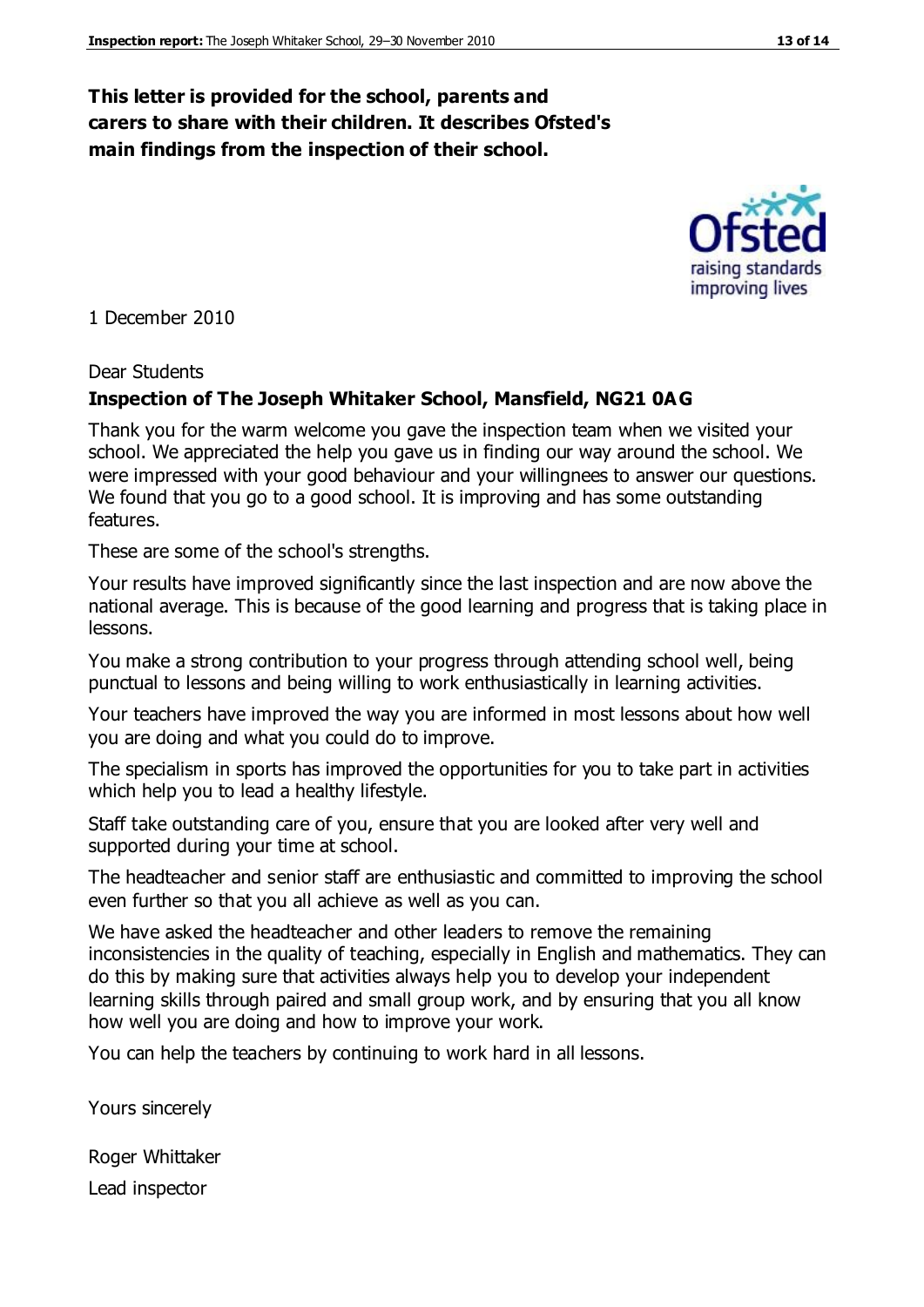**This letter is provided for the school, parents and carers to share with their children. It describes Ofsted's main findings from the inspection of their school.**

1 December 2010

Dear Students

**Inspection of The Joseph Whitaker School, Mansfield, NG21 0AG**

Thank you for the warm welcome you gave the inspection team when we visited your school. We appreciated the help you gave us in finding our way around the school. We were impressed with your good behaviour and your willingnees to answer our questions. We found that you go to a good school. It is improving and has some outstanding features.

These are some of the school's strengths.

Your results have improved significantly since the last inspection and are now above the national average. This is because of the good learning and progress that is taking place in lessons.

You make a strong contribution to your progress through attending school well, being punctual to lessons and being willing to work enthusiastically in learning activities.

Your teachers have improved the way you are informed in most lessons about how well you are doing and what you could do to improve.

The specialism in sports has improved the opportunities for you to take part in activities which help you to lead a healthy lifestyle.

Staff take outstanding care of you, ensure that you are looked after very well and supported during your time at school.

The headteacher and senior staff are enthusiastic and committed to improving the school even further so that you all achieve as well as you can.

We have asked the headteacher and other leaders to remove the remaining inconsistencies in the quality of teaching, especially in English and mathematics. They can do this by making sure that activities always help you to develop your independent learning skills through paired and small group work, and by ensuring that you all know how well you are doing and how to improve your work.

You can help the teachers by continuing to work hard in all lessons.

Yours sincerely

Roger Whittaker

Lead inspector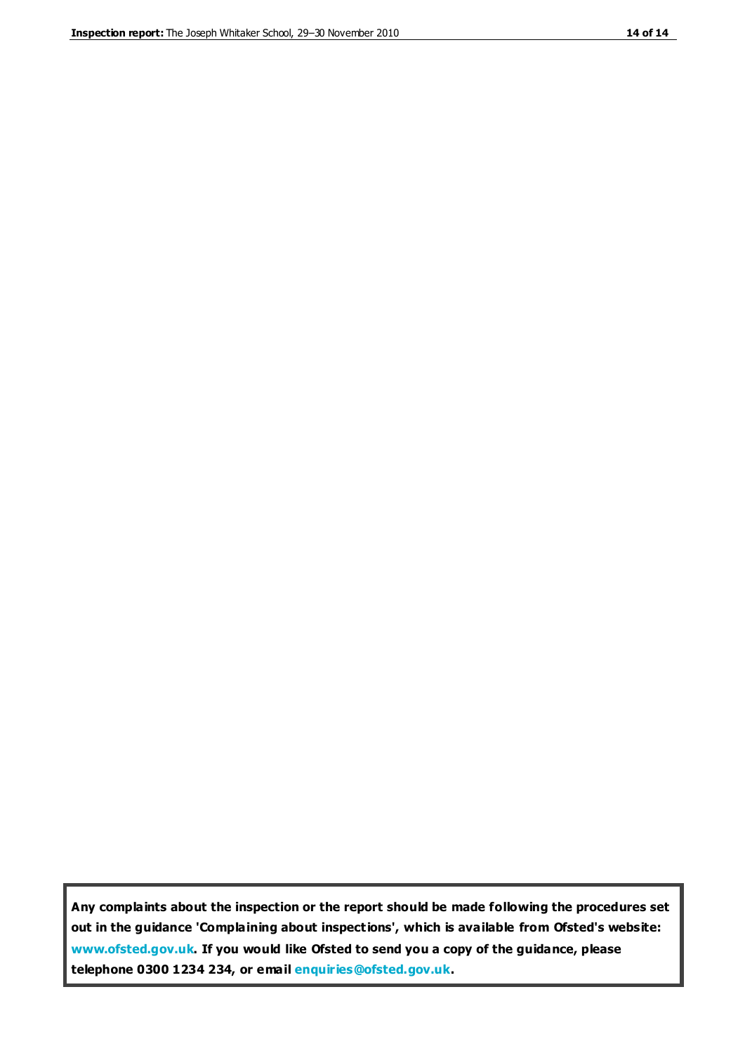**Any complaints about the inspection or the report should be made following the procedures set out in the guidance 'Complaining about inspections', which is available from Ofsted's website: www.ofsted.gov.uk. If you would like Ofsted to send you a copy of the guidance, please telephone 0300 1234 234, or email enquiries@ofsted.gov.uk.**